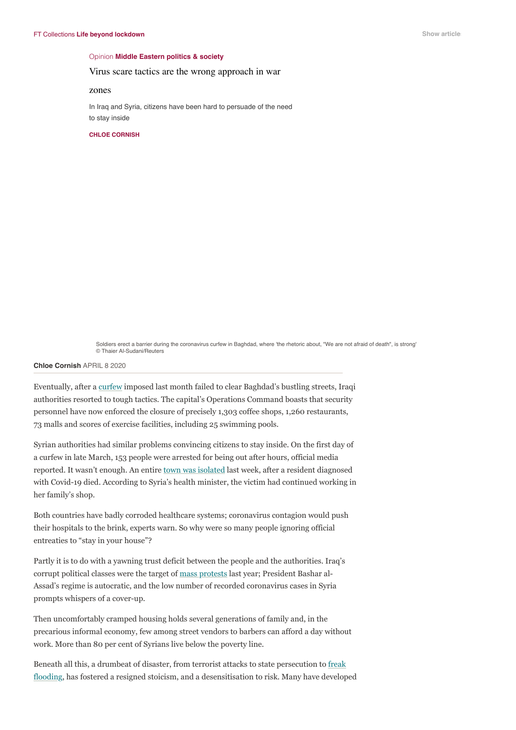FT Collections **Life beyond lockdown**

Opinion **Middle Eastern politics & society**

# Virus scare tactics are the wrong approach in war zones

In Iraq and Syria, citizens have been hard to persuade of the need to stay inside

**CHLOE CORNISH**

Soldiers erect a barrier during the coronavirus curfew in Baghdad, where 'the rhetoric about, "We are not afraid of death", is strong' © Thaier Al-Sudani/Reuters

**Chloe Cornish** APRIL 8 2020

Eventually, after a curfew imposed last month failed to clear Baghdad's bustling streets, Iraqi authorities resorted to tough tactics. The capital's Operations Command boasts that security personnel have now enforced the closure of precisely 1,303 coffee shops, 1,260 restaurants, 73 malls and scores of exercise facilities, including 25 swimming pools.

Syrian authorities had similar problems convincing citizens to stay inside. On the first day of a curfew in late March, 153 people were arrested for being out after hours, official media reported. It wasn't enough. An entire town was isolated last week, after a resident diagnosed with Covid-19 died. According to Syria's health minister, the victim had continued working in her family's shop.

Both countries have badly corroded healthcare systems; coronavirus contagion would push their hospitals to the brink, experts warn. So why were so many people ignoring official entreaties to "stay in your house"?

Partly it is to do with a yawning trust deficit between the people and the authorities. Iraq's corrupt political classes were the target of mass protests last year; President Bashar al-Assad's regime is autocratic, and the low number of recorded coronavirus cases in Syria prompts whispers of a cover-up.

Then uncomfortably cramped housing holds several generations of family and, in the precarious informal economy, few among street vendors to barbers can afford a day without work. More than 80 per cent of Syrians live below the poverty line.

Beneath all this, a drumbeat of disaster, from terrorist attacks to state persecution to freak flooding, has fostered a resigned stoicism, and a desensitisation to risk. Many have developed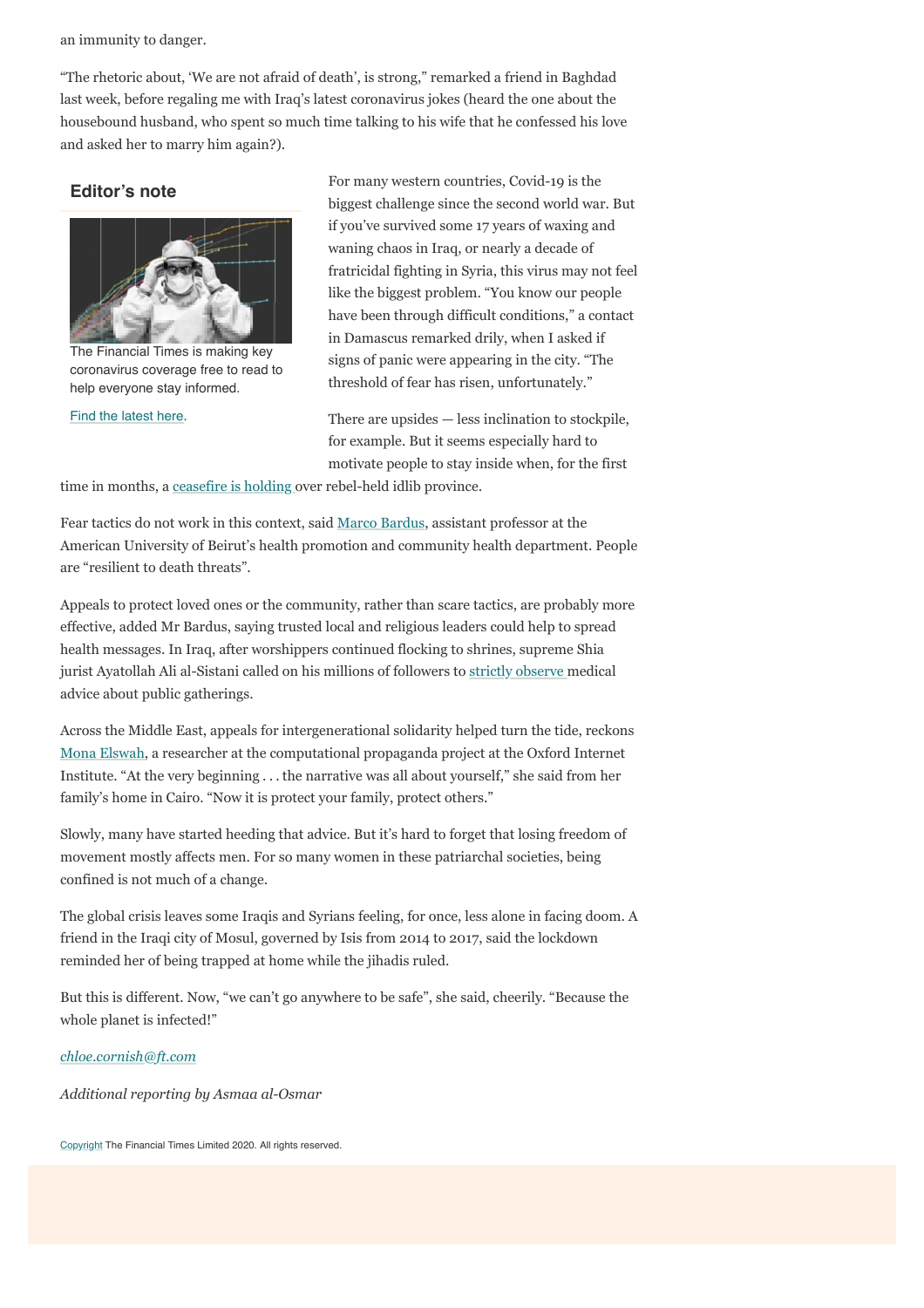an immunity to danger.

"The rhetoric about, 'We are not afraid of death', is strong," remarked a friend in Baghdad last week, before regaling me with Iraq's latest coronavirus jokes (heard the one about the housebound husband, who spent so much time talking to his wife that he confessed his love and asked her to marry him again?).

## Editor's note

The Financial Times is making key coronavirus coverage free to read to help everyone stay informed.

Find the latest here.

For many western countries, Covid-19 is the biggest challenge since the second world war. But if you've survived some 17 years of waxing and waning chaos in Iraq, or nearly a decade of fratricidal fighting in Syria, this virus may not feel like the biggest problem. "You know our people have been through difficult conditions," a contact in Damascus remarked drily, when I asked if signs of panic were appearing in the city. "The threshold of fear has risen, unfortunately."

There are upsides — less inclination to stockpile, for example. But it seems especially hard to motivate people to stay inside when, for the first time in months, a ceasefire is holding over rebel-held idlib province.

Fear tactics do not work in this context, said Marco Bardus, assistant professor at the American University of Beirut's health promotion and community health department. People are "resilient to death threats".

Appeals to protect loved ones or the community, rather than scare tactics, are probably more effective, added Mr Bardus, saying trusted local and religious leaders could help to spread health messages. In Iraq, after worshippers continued flocking to shrines, supreme Shia jurist Ayatollah Ali al-Sistani called on his millions of followers to strictly observe medical advice about public gatherings.

Across the Middle East, appeals for intergenerational solidarity helped turn the tide, reckons Mona Elswah, a researcher at the computational propaganda project at the Oxford Internet Institute. "At the very beginning . . . the narrative was all about yourself," she said from her family's home in Cairo. "Now it is protect your family, protect others."

Slowly, many have started heeding that advice. But it's hard to forget that losing freedom of movement mostly affects men. For so many women in these patriarchal societies, being confined is not much of a change.

The global crisis leaves some Iraqis and Syrians feeling, for once, less alone in facing doom. A friend in the Iraqi city of Mosul, governed by Isis from 2014 to 2017, said the lockdown reminded her of being trapped at home while the jihadis ruled.

But this is different. Now, "we can't go anywhere to be safe", she said, cheerily. "Because the whole planet is infected!"

*chloe.cornish@ft.com*

*Additional reporting by Asmaa al-Osmar*

Copyright The Financial Times Limited 2020. All rights reserved.